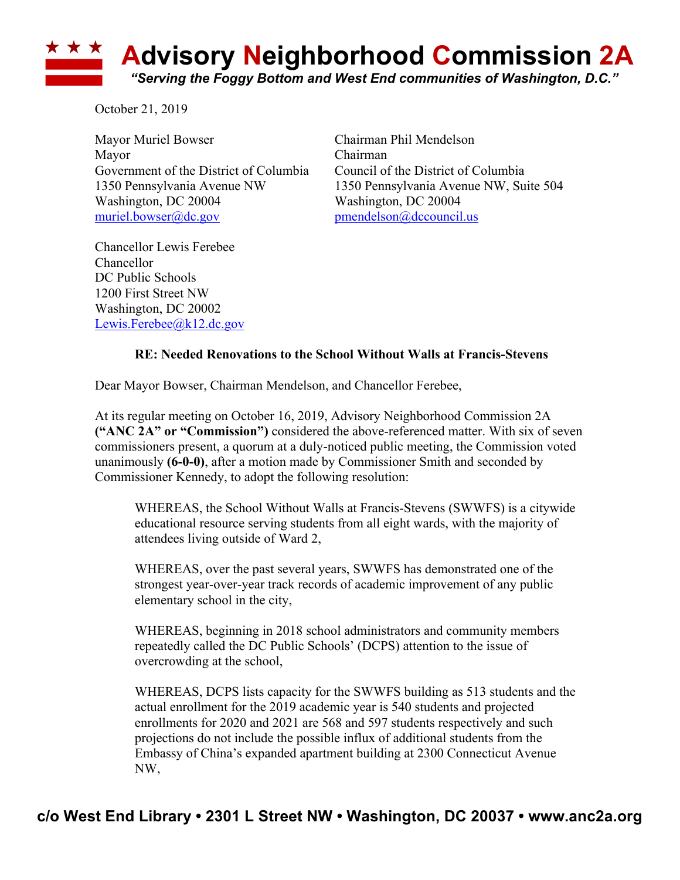# Advisory Neighborhood Commission 2A

*"Serving the Foggy Bottom and West End communities of Washington, D.C."*

October 21, 2019

Mayor Muriel Bowser
Mayor
Government of the District of Columbia
1350 Pennsylvania Avenue NW
Washington, DC 20004
muriel.bowser@dc.gov

Chairman Phil Mendelson
Chairman
Council of the District of Columbia
1350 Pennsylvania Avenue NW, Suite 504
Washington, DC 20004
pmendelson@dccouncil.us

Chancellor Lewis Ferebee
Chancellor
DC Public Schools
1200 First Street NW
Washington, DC 20002
Lewis.Ferebee@k12.dc.gov

**RE: Needed Renovations to the School Without Walls at Francis-Stevens**

Dear Mayor Bowser, Chairman Mendelson, and Chancellor Ferebee,

At its regular meeting on October 16, 2019, Advisory Neighborhood Commission 2A **("ANC 2A" or "Commission")** considered the above-referenced matter. With six of seven commissioners present, a quorum at a duly-noticed public meeting, the Commission voted unanimously **(6-0-0)**, after a motion made by Commissioner Smith and seconded by Commissioner Kennedy, to adopt the following resolution:

> WHEREAS, the School Without Walls at Francis-Stevens (SWWFS) is a citywide educational resource serving students from all eight wards, with the majority of attendees living outside of Ward 2,
>
> WHEREAS, over the past several years, SWWFS has demonstrated one of the strongest year-over-year track records of academic improvement of any public elementary school in the city,
>
> WHEREAS, beginning in 2018 school administrators and community members repeatedly called the DC Public Schools' (DCPS) attention to the issue of overcrowding at the school,
>
> WHEREAS, DCPS lists capacity for the SWWFS building as 513 students and the actual enrollment for the 2019 academic year is 540 students and projected enrollments for 2020 and 2021 are 568 and 597 students respectively and such projections do not include the possible influx of additional students from the Embassy of China's expanded apartment building at 2300 Connecticut Avenue NW,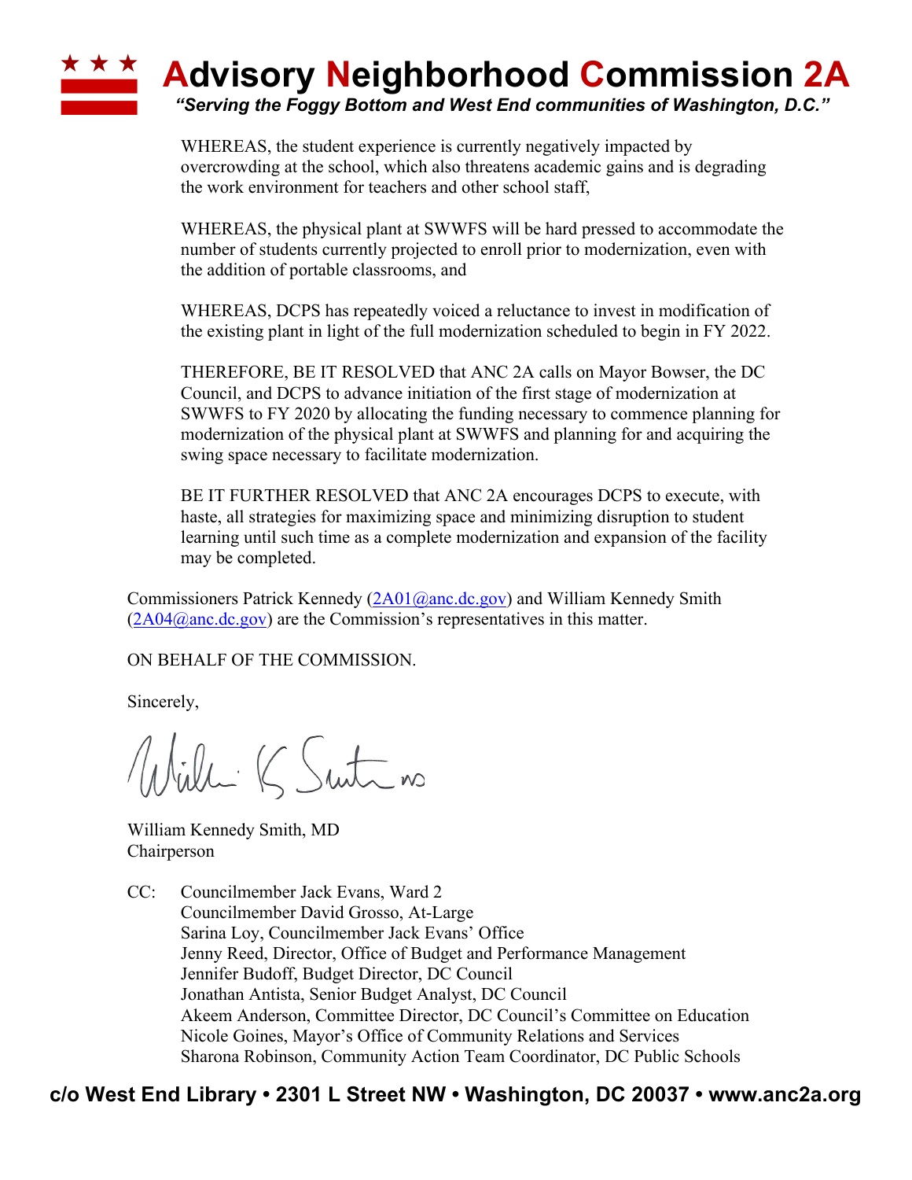WHEREAS, the student experience is currently negatively impacted by overcrowding at the school, which also threatens academic gains and is degrading the work environment for teachers and other school staff,

WHEREAS, the physical plant at SWWFS will be hard pressed to accommodate the number of students currently projected to enroll prior to modernization, even with the addition of portable classrooms, and

WHEREAS, DCPS has repeatedly voiced a reluctance to invest in modification of the existing plant in light of the full modernization scheduled to begin in FY 2022.

THEREFORE, BE IT RESOLVED that ANC 2A calls on Mayor Bowser, the DC Council, and DCPS to advance initiation of the first stage of modernization at SWWFS to FY 2020 by allocating the funding necessary to commence planning for modernization of the physical plant at SWWFS and planning for and acquiring the swing space necessary to facilitate modernization.

BE IT FURTHER RESOLVED that ANC 2A encourages DCPS to execute, with haste, all strategies for maximizing space and minimizing disruption to student learning until such time as a complete modernization and expansion of the facility may be completed.

Commissioners Patrick Kennedy (2A01@anc.dc.gov) and William Kennedy Smith (2A04@anc.dc.gov) are the Commission's representatives in this matter.

ON BEHALF OF THE COMMISSION.

Sincerely,

William Kennedy Smith, MD
Chairperson

CC: Councilmember Jack Evans, Ward 2
Councilmember David Grosso, At-Large
Sarina Loy, Councilmember Jack Evans' Office
Jenny Reed, Director, Office of Budget and Performance Management
Jennifer Budoff, Budget Director, DC Council
Jonathan Antista, Senior Budget Analyst, DC Council
Akeem Anderson, Committee Director, DC Council's Committee on Education
Nicole Goines, Mayor's Office of Community Relations and Services
Sharona Robinson, Community Action Team Coordinator, DC Public Schools